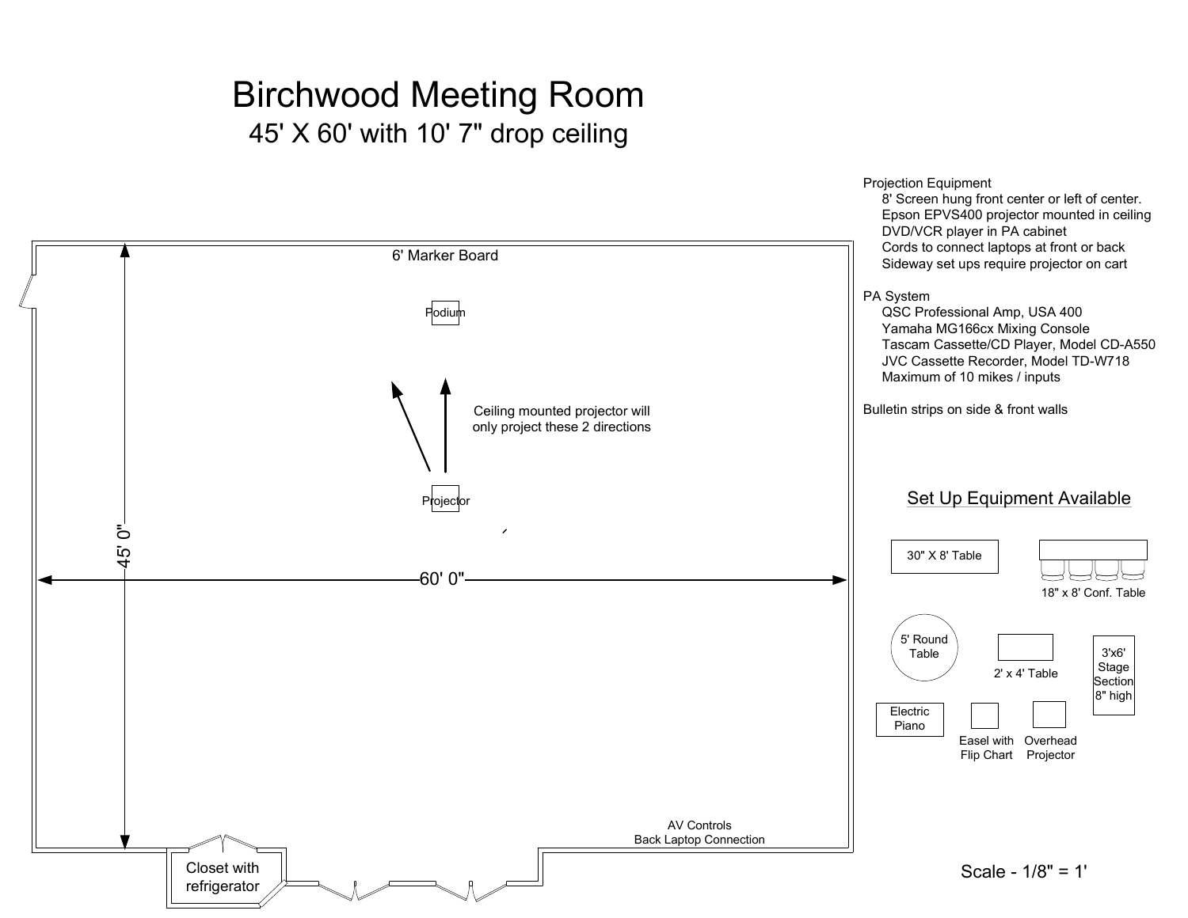# Birchwood Meeting Room

## 45' X 60' with 10' 7" drop ceiling

6' Marker Board

Podium

Ceiling mounted projector will only project these 2 directions

Projector

45' 0"

60' 0"

Closet with refrigerator

AV Controls
Back Laptop Connection

Projection Equipment

- 8' Screen hung front center or left of center.
- Epson EPVS400 projector mounted in ceiling
- DVD/VCR player in PA cabinet
- Cords to connect laptops at front or back
- Sideway set ups require projector on cart

PA System

- QSC Professional Amp, USA 400
- Yamaha MG166cx Mixing Console
- Tascam Cassette/CD Player, Model CD-A550
- JVC Cassette Recorder, Model TD-W718
- Maximum of 10 mikes / inputs

Bulletin strips on side & front walls

## Set Up Equipment Available

- 30" X 8' Table
- 18" x 8' Conf. Table
- 5' Round Table
- 2' x 4' Table
- 3'x6' Stage Section 8" high
- Electric Piano
- Easel with Flip Chart
- Overhead Projector

Scale - 1/8" = 1'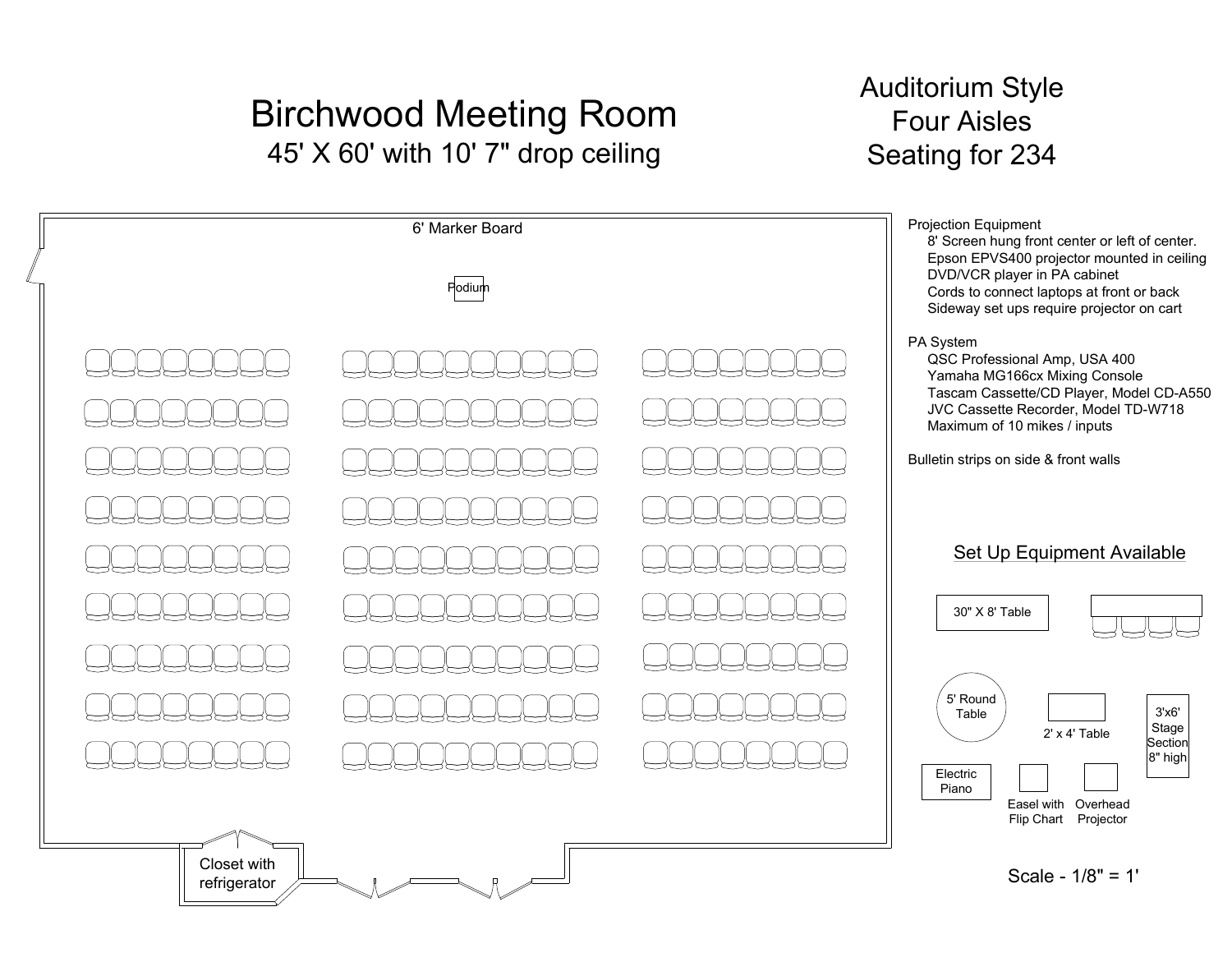# Birchwood Meeting Room

45' X 60' with 10' 7" drop ceiling

## Auditorium Style
## Four Aisles
## Seating for 234

6' Marker Board

Podium

Closet with refrigerator

Projection Equipment
- 8' Screen hung front center or left of center.
- Epson EPVS400 projector mounted in ceiling
- DVD/VCR player in PA cabinet
- Cords to connect laptops at front or back
- Sideway set ups require projector on cart

PA System
- QSC Professional Amp, USA 400
- Yamaha MG166cx Mixing Console
- Tascam Cassette/CD Player, Model CD-A550
- JVC Cassette Recorder, Model TD-W718
- Maximum of 10 mikes / inputs

Bulletin strips on side & front walls

### Set Up Equipment Available

- 30" X 8' Table
- 5' Round Table
- 2' x 4' Table
- 3'x6' Stage Section 8" high
- Electric Piano
- Easel with Flip Chart
- Overhead Projector

Scale - 1/8" = 1'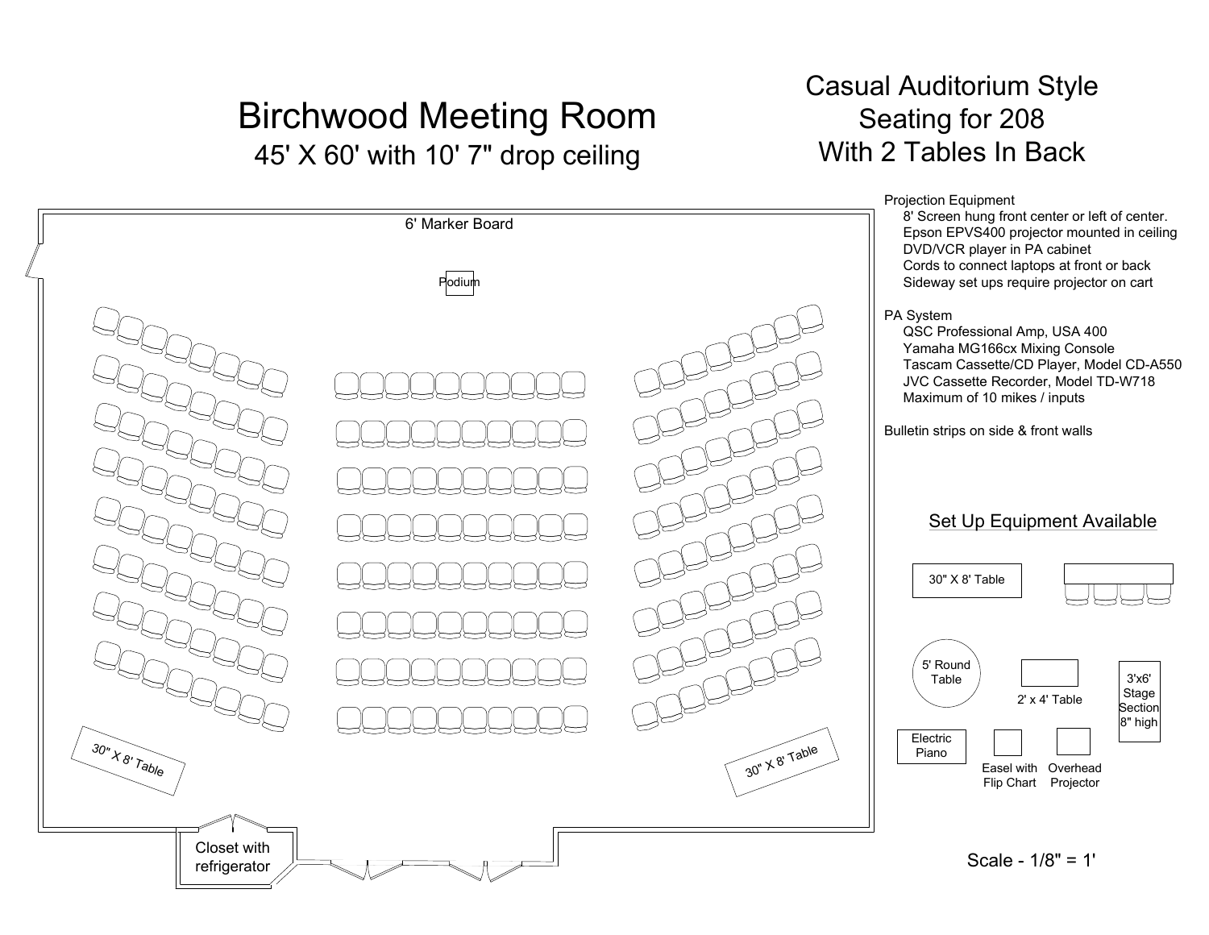# Birchwood Meeting Room

45' X 60' with 10' 7" drop ceiling

## Casual Auditorium Style
## Seating for 208
## With 2 Tables In Back

6' Marker Board

Podium

30" X 8' Table

30" X 8' Table

Closet with refrigerator

Projection Equipment
- 8' Screen hung front center or left of center.
- Epson EPVS400 projector mounted in ceiling
- DVD/VCR player in PA cabinet
- Cords to connect laptops at front or back
- Sideway set ups require projector on cart

PA System
- QSC Professional Amp, USA 400
- Yamaha MG166cx Mixing Console
- Tascam Cassette/CD Player, Model CD-A550
- JVC Cassette Recorder, Model TD-W718
- Maximum of 10 mikes / inputs

Bulletin strips on side & front walls

### Set Up Equipment Available

30" X 8' Table

5' Round Table

2' x 4' Table

3'x6' Stage Section 8" high

Electric Piano

Easel with Flip Chart

Overhead Projector

Scale - 1/8" = 1'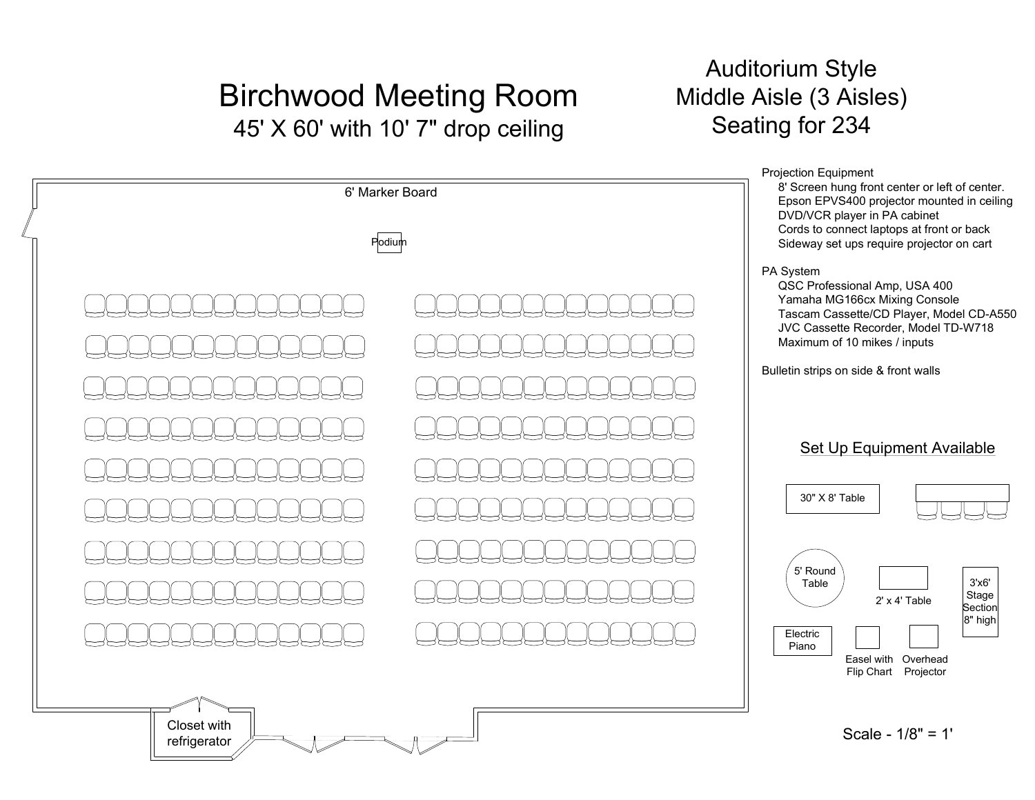# Birchwood Meeting Room

45' X 60' with 10' 7" drop ceiling

## Auditorium Style
## Middle Aisle (3 Aisles)
## Seating for 234

6' Marker Board

Podium

Closet with refrigerator

**Projection Equipment**

- 8' Screen hung front center or left of center.
- Epson EPVS400 projector mounted in ceiling
- DVD/VCR player in PA cabinet
- Cords to connect laptops at front or back
- Sideway set ups require projector on cart

**PA System**

- QSC Professional Amp, USA 400
- Yamaha MG166cx Mixing Console
- Tascam Cassette/CD Player, Model CD-A550
- JVC Cassette Recorder, Model TD-W718
- Maximum of 10 mikes / inputs

Bulletin strips on side & front walls

### Set Up Equipment Available

- 30" X 8' Table
- 5' Round Table
- 2' x 4' Table
- 3'x6' Stage Section 8" high
- Electric Piano
- Easel with Flip Chart
- Overhead Projector

Scale - 1/8" = 1'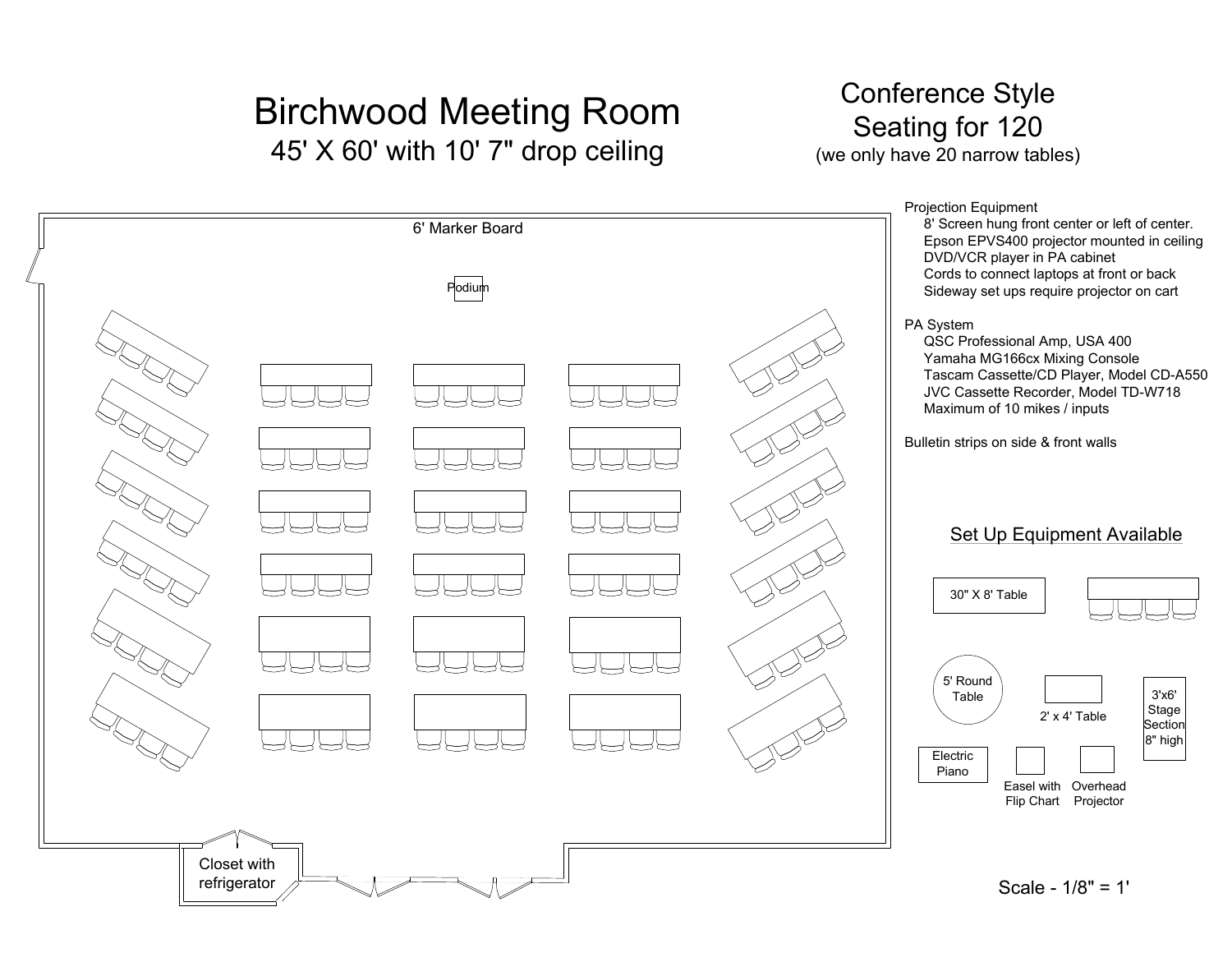# Birchwood Meeting Room

45' X 60' with 10' 7" drop ceiling

## Conference Style Seating for 120

(we only have 20 narrow tables)

6' Marker Board

Podium

Closet with refrigerator

Projection Equipment
- 8' Screen hung front center or left of center.
- Epson EPVS400 projector mounted in ceiling
- DVD/VCR player in PA cabinet
- Cords to connect laptops at front or back
- Sideway set ups require projector on cart

PA System
- QSC Professional Amp, USA 400
- Yamaha MG166cx Mixing Console
- Tascam Cassette/CD Player, Model CD-A550
- JVC Cassette Recorder, Model TD-W718
- Maximum of 10 mikes / inputs

Bulletin strips on side & front walls

### Set Up Equipment Available

- 30" X 8' Table
- 5' Round Table
- 2' x 4' Table
- 3'x6' Stage Section 8" high
- Electric Piano
- Easel with Flip Chart
- Overhead Projector

Scale - 1/8" = 1'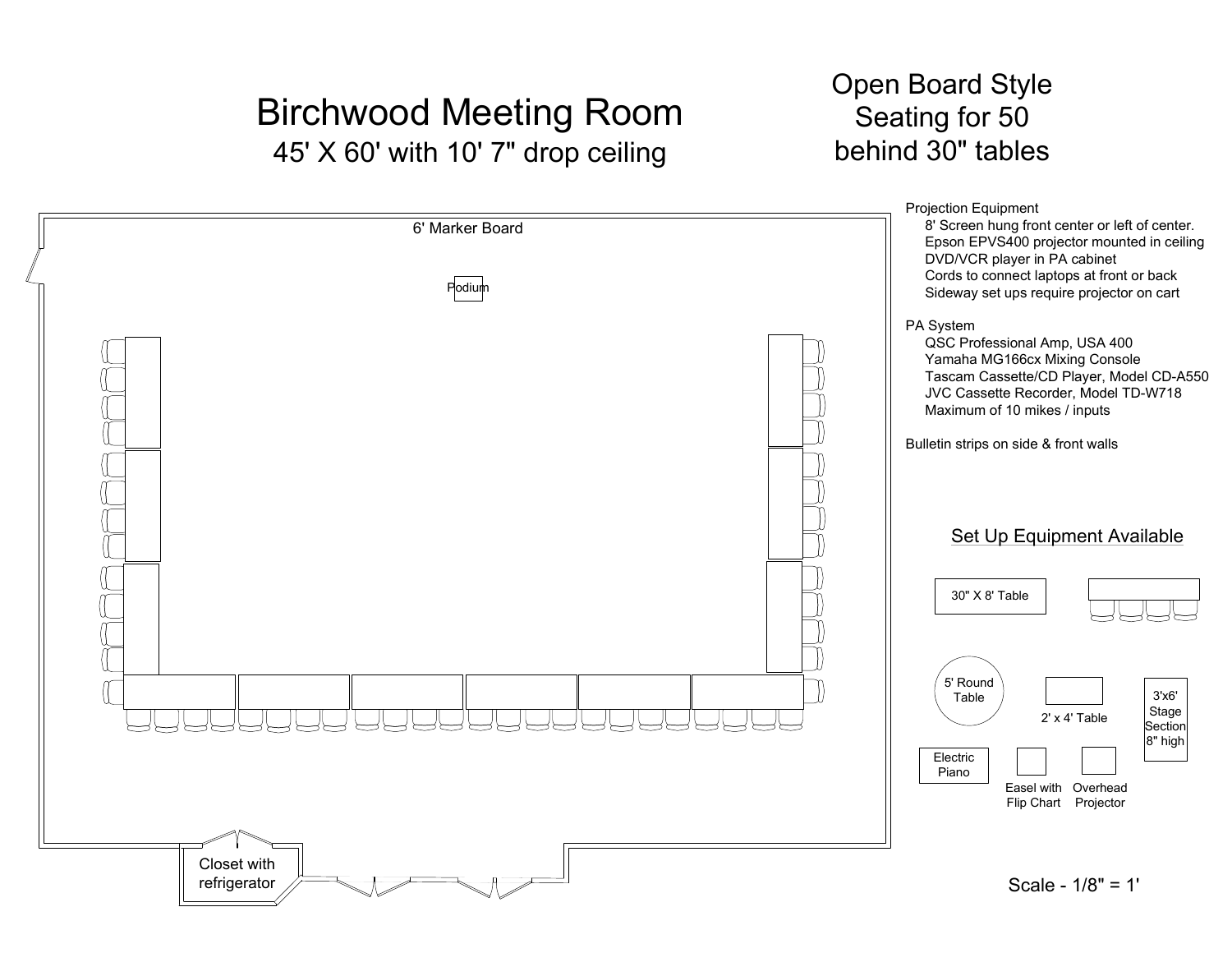# Birchwood Meeting Room

45' X 60' with 10' 7" drop ceiling

## Open Board Style
## Seating for 50
## behind 30" tables

6' Marker Board

Podium

Closet with refrigerator

Projection Equipment
- 8' Screen hung front center or left of center.
- Epson EPVS400 projector mounted in ceiling
- DVD/VCR player in PA cabinet
- Cords to connect laptops at front or back
- Sideway set ups require projector on cart

PA System
- QSC Professional Amp, USA 400
- Yamaha MG166cx Mixing Console
- Tascam Cassette/CD Player, Model CD-A550
- JVC Cassette Recorder, Model TD-W718
- Maximum of 10 mikes / inputs

Bulletin strips on side & front walls

### Set Up Equipment Available

- 30" X 8' Table
- 5' Round Table
- 2' x 4' Table
- 3'x6' Stage Section 8" high
- Electric Piano
- Easel with Flip Chart
- Overhead Projector

Scale - 1/8" = 1'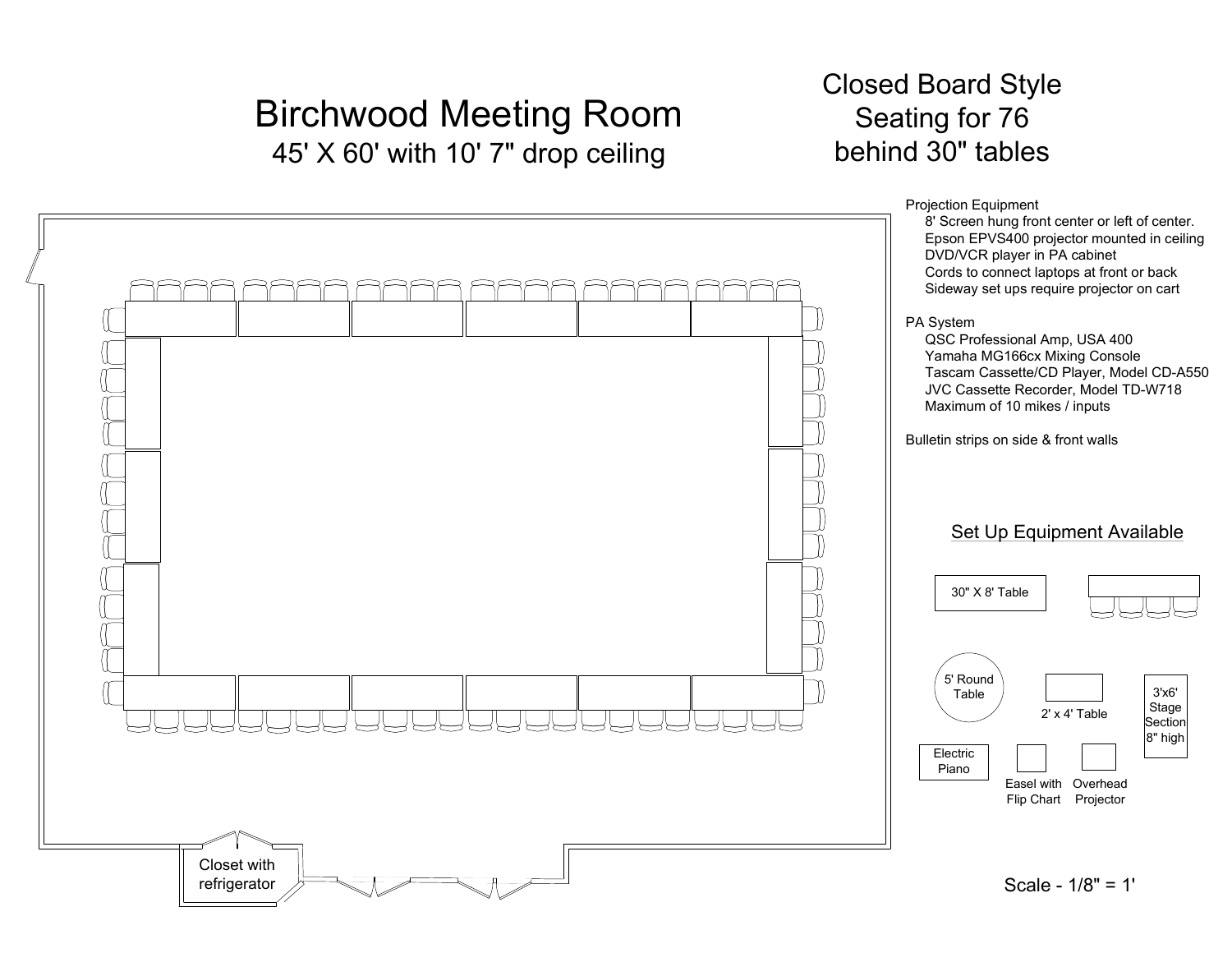# Birchwood Meeting Room

45' X 60' with 10' 7" drop ceiling

## Closed Board Style
## Seating for 76
## behind 30" tables

Closet with refrigerator

Projection Equipment

- 8' Screen hung front center or left of center.
- Epson EPVS400 projector mounted in ceiling
- DVD/VCR player in PA cabinet
- Cords to connect laptops at front or back
- Sideway set ups require projector on cart

PA System

- QSC Professional Amp, USA 400
- Yamaha MG166cx Mixing Console
- Tascam Cassette/CD Player, Model CD-A550
- JVC Cassette Recorder, Model TD-W718
- Maximum of 10 mikes / inputs

Bulletin strips on side & front walls

## Set Up Equipment Available

30" X 8' Table

5' Round Table

2' x 4' Table

3'x6' Stage Section 8" high

Electric Piano

Easel with Flip Chart

Overhead Projector

Scale - 1/8" = 1'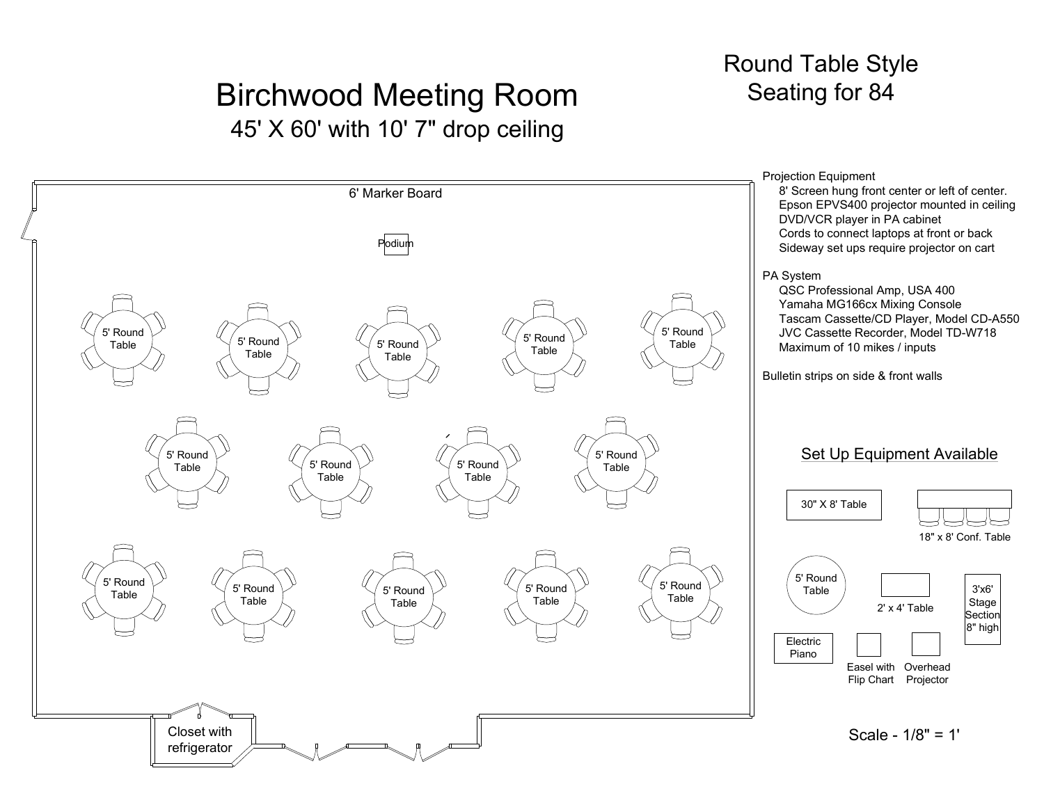# Birchwood Meeting Room

45' X 60' with 10' 7" drop ceiling

## Round Table Style
## Seating for 84

6' Marker Board

Podium

5' Round Table (×14)

Closet with refrigerator

**Projection Equipment**

- 8' Screen hung front center or left of center.
- Epson EPVS400 projector mounted in ceiling
- DVD/VCR player in PA cabinet
- Cords to connect laptops at front or back
- Sideway set ups require projector on cart

**PA System**

- QSC Professional Amp, USA 400
- Yamaha MG166cx Mixing Console
- Tascam Cassette/CD Player, Model CD-A550
- JVC Cassette Recorder, Model TD-W718
- Maximum of 10 mikes / inputs

Bulletin strips on side & front walls

## Set Up Equipment Available

- 30" X 8' Table
- 18" x 8' Conf. Table
- 5' Round Table
- 2' x 4' Table
- 3'x6' Stage Section 8" high
- Electric Piano
- Easel with Flip Chart
- Overhead Projector

Scale - 1/8" = 1'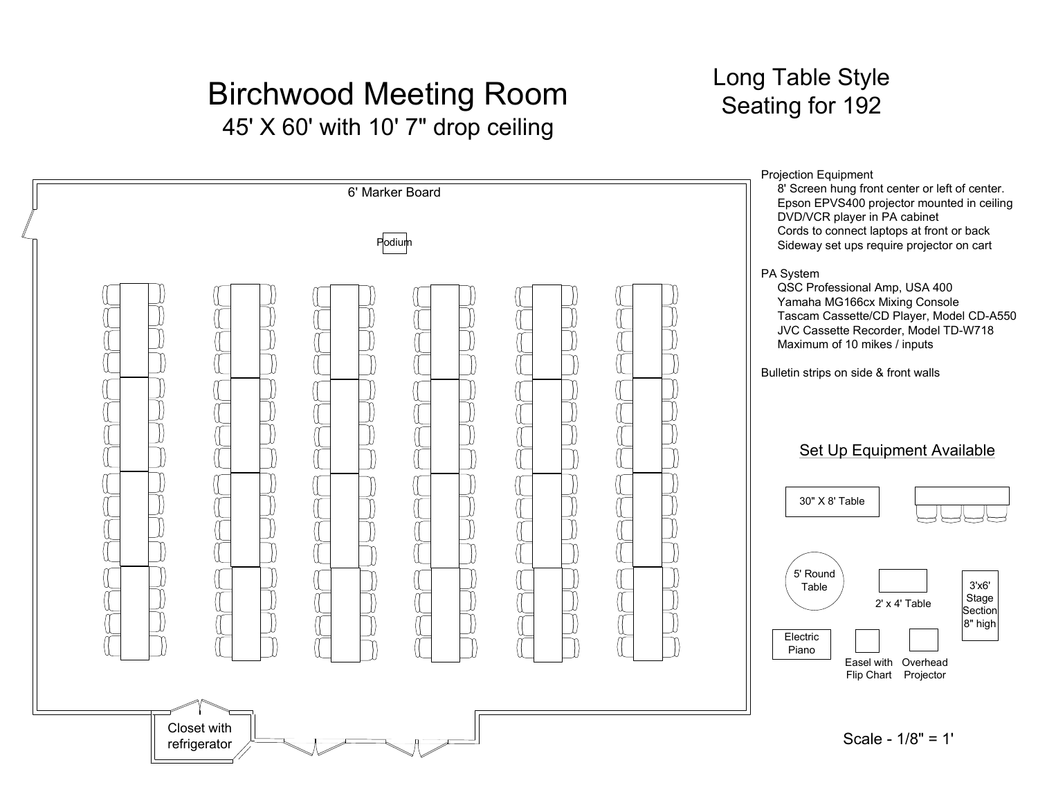# Birchwood Meeting Room

45' X 60' with 10' 7" drop ceiling

## Long Table Style
## Seating for 192

6' Marker Board

Podium

Closet with refrigerator

Projection Equipment
- 8' Screen hung front center or left of center.
- Epson EPVS400 projector mounted in ceiling
- DVD/VCR player in PA cabinet
- Cords to connect laptops at front or back
- Sideway set ups require projector on cart

PA System
- QSC Professional Amp, USA 400
- Yamaha MG166cx Mixing Console
- Tascam Cassette/CD Player, Model CD-A550
- JVC Cassette Recorder, Model TD-W718
- Maximum of 10 mikes / inputs

Bulletin strips on side & front walls

### Set Up Equipment Available

30" X 8' Table

5' Round Table

2' x 4' Table

3'x6' Stage Section 8" high

Electric Piano

Easel with Flip Chart

Overhead Projector

Scale - 1/8" = 1'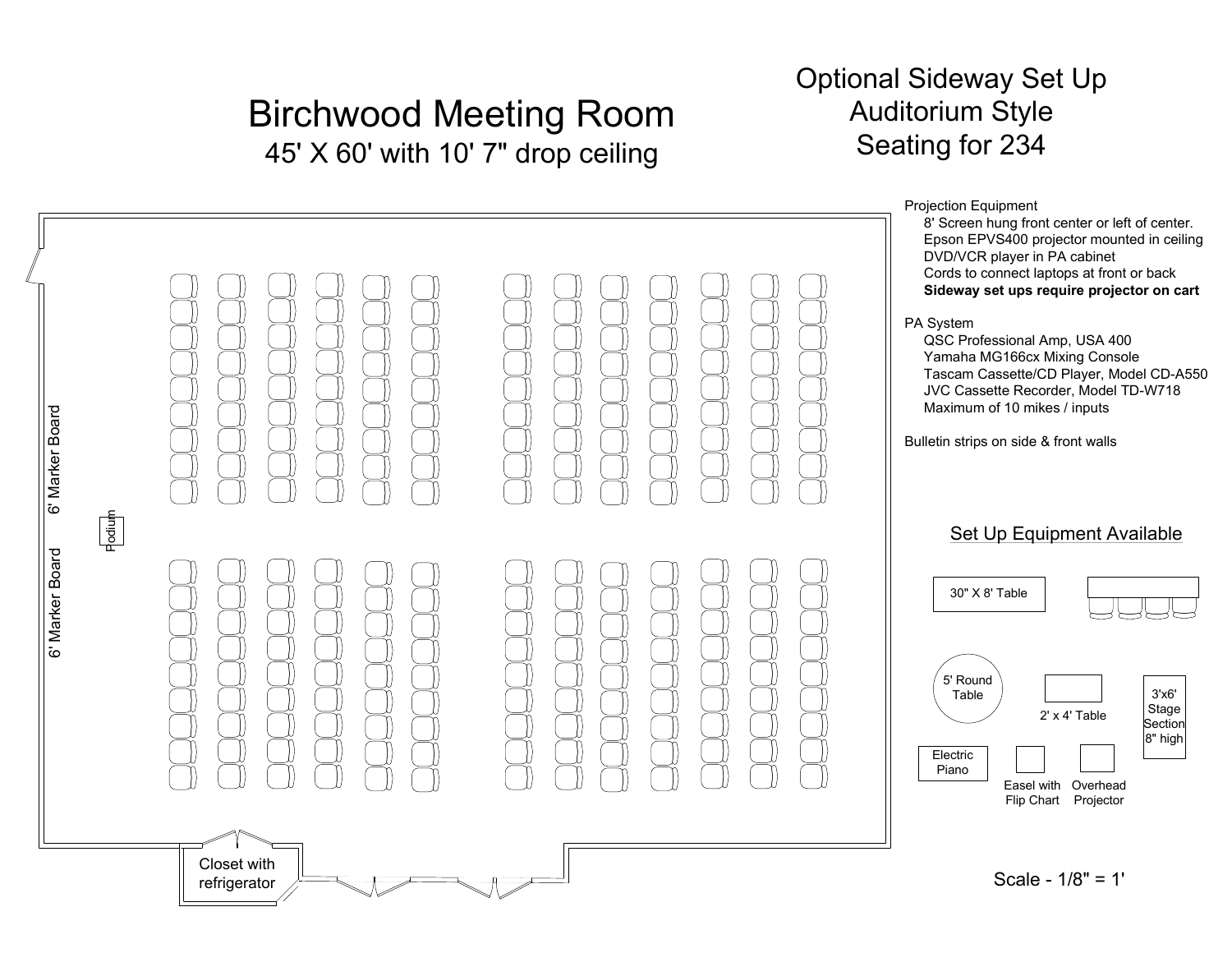# Birchwood Meeting Room

45' X 60' with 10' 7" drop ceiling

## Optional Sideway Set Up
## Auditorium Style
## Seating for 234

Projection Equipment
- 8' Screen hung front center or left of center.
- Epson EPVS400 projector mounted in ceiling
- DVD/VCR player in PA cabinet
- Cords to connect laptops at front or back
- **Sideway set ups require projector on cart**

PA System
- QSC Professional Amp, USA 400
- Yamaha MG166cx Mixing Console
- Tascam Cassette/CD Player, Model CD-A550
- JVC Cassette Recorder, Model TD-W718
- Maximum of 10 mikes / inputs

Bulletin strips on side & front walls

6' Marker Board

6' Marker Board

Podium

Closet with refrigerator

### Set Up Equipment Available

- 30" X 8' Table
- 5' Round Table
- 2' x 4' Table
- 3'x6' Stage Section 8" high
- Electric Piano
- Easel with Flip Chart
- Overhead Projector

Scale - 1/8" = 1'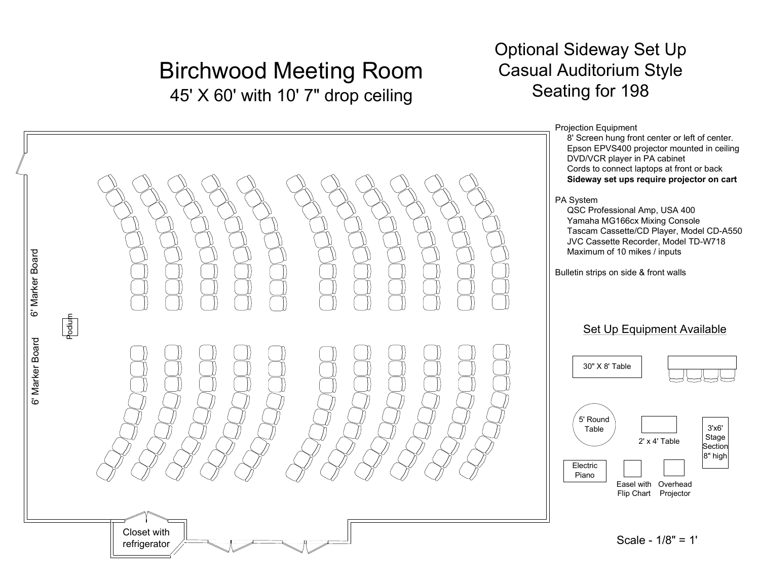# Birchwood Meeting Room

45' X 60' with 10' 7" drop ceiling

## Optional Sideway Set Up
## Casual Auditorium Style
## Seating for 198

Projection Equipment
- 8' Screen hung front center or left of center.
- Epson EPVS400 projector mounted in ceiling
- DVD/VCR player in PA cabinet
- Cords to connect laptops at front or back
- **Sideway set ups require projector on cart**

PA System
- QSC Professional Amp, USA 400
- Yamaha MG166cx Mixing Console
- Tascam Cassette/CD Player, Model CD-A550
- JVC Cassette Recorder, Model TD-W718
- Maximum of 10 mikes / inputs

Bulletin strips on side & front walls

6' Marker Board

6' Marker Board

Podium

Closet with refrigerator

### Set Up Equipment Available

- 30" X 8' Table
- 5' Round Table
- 2' x 4' Table
- 3'x6' Stage Section 8" high
- Electric Piano
- Easel with Flip Chart
- Overhead Projector

Scale - 1/8" = 1'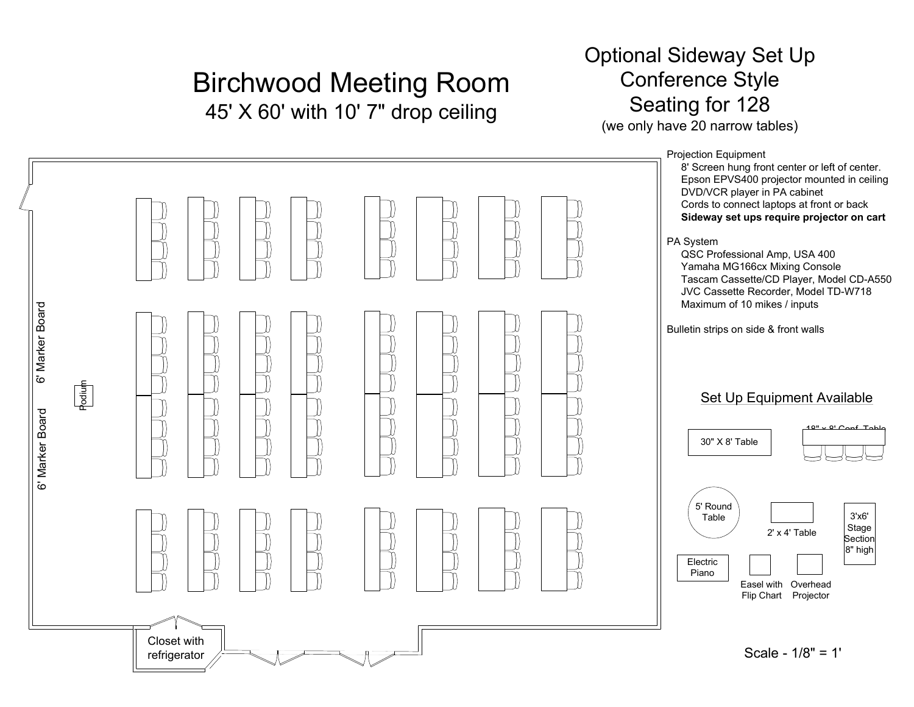# Birchwood Meeting Room

45' X 60' with 10' 7" drop ceiling

## Optional Sideway Set Up
## Conference Style
## Seating for 128

(we only have 20 narrow tables)

Projection Equipment

- 8' Screen hung front center or left of center.
- Epson EPVS400 projector mounted in ceiling
- DVD/VCR player in PA cabinet
- Cords to connect laptops at front or back
- **Sideway set ups require projector on cart**

PA System

- QSC Professional Amp, USA 400
- Yamaha MG166cx Mixing Console
- Tascam Cassette/CD Player, Model CD-A550
- JVC Cassette Recorder, Model TD-W718
- Maximum of 10 mikes / inputs

Bulletin strips on side & front walls

6' Marker Board

6' Marker Board

Podium

Closet with refrigerator

## Set Up Equipment Available

- 30" X 8' Table
- 18" x 8' Conf. Table
- 5' Round Table
- 2' x 4' Table
- 3'x6' Stage Section 8" high
- Electric Piano
- Easel with Flip Chart
- Overhead Projector

Scale - 1/8" = 1'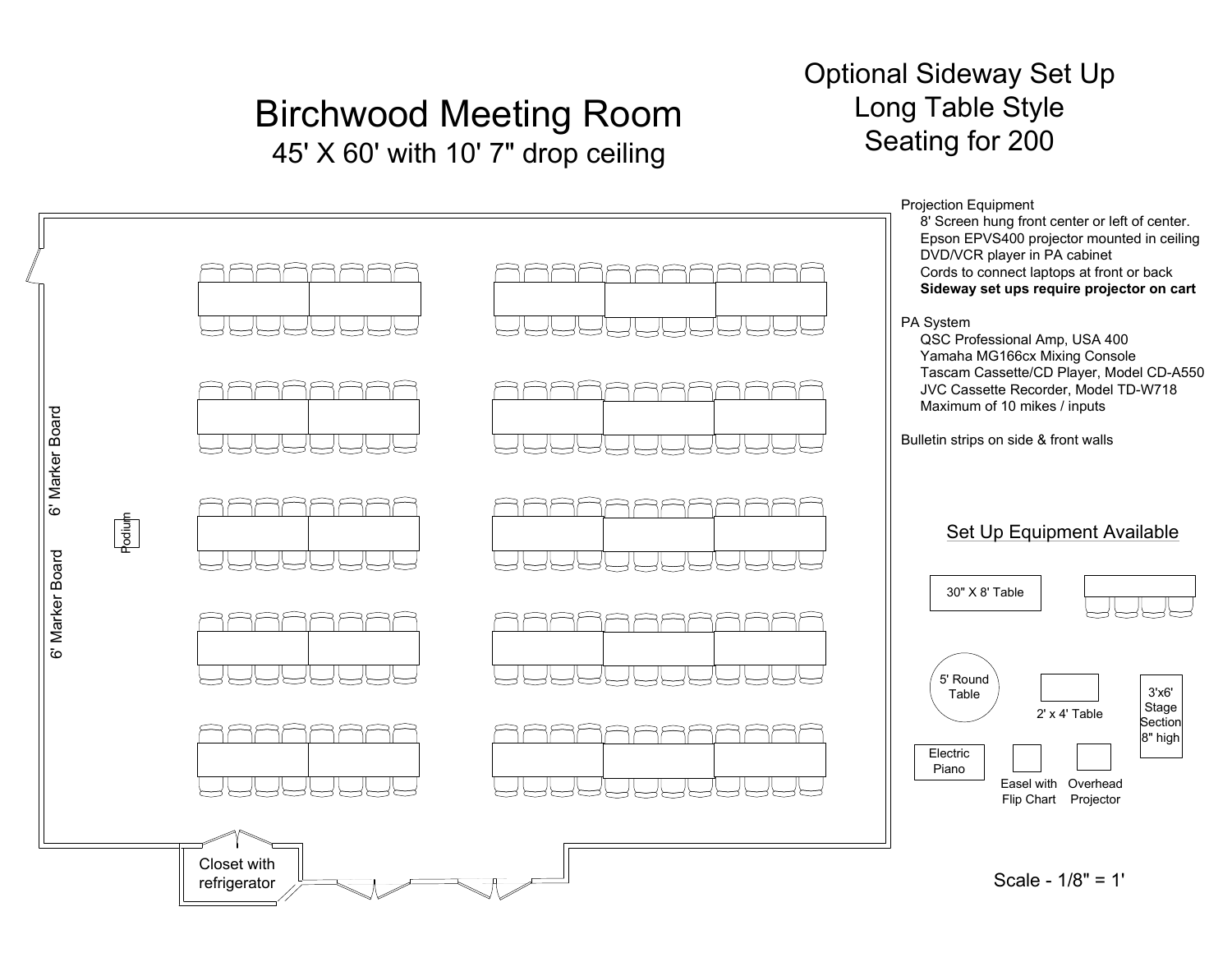# Birchwood Meeting Room

45' X 60' with 10' 7" drop ceiling

## Optional Sideway Set Up
## Long Table Style
## Seating for 200

6' Marker Board

6' Marker Board

Podium

Closet with refrigerator

Projection Equipment

- 8' Screen hung front center or left of center.
- Epson EPVS400 projector mounted in ceiling
- DVD/VCR player in PA cabinet
- Cords to connect laptops at front or back
- **Sideway set ups require projector on cart**

PA System

- QSC Professional Amp, USA 400
- Yamaha MG166cx Mixing Console
- Tascam Cassette/CD Player, Model CD-A550
- JVC Cassette Recorder, Model TD-W718
- Maximum of 10 mikes / inputs

Bulletin strips on side & front walls

### Set Up Equipment Available

30" X 8' Table

5' Round Table

2' x 4' Table

3'x6' Stage Section 8" high

Electric Piano

Easel with Flip Chart

Overhead Projector

Scale - 1/8" = 1'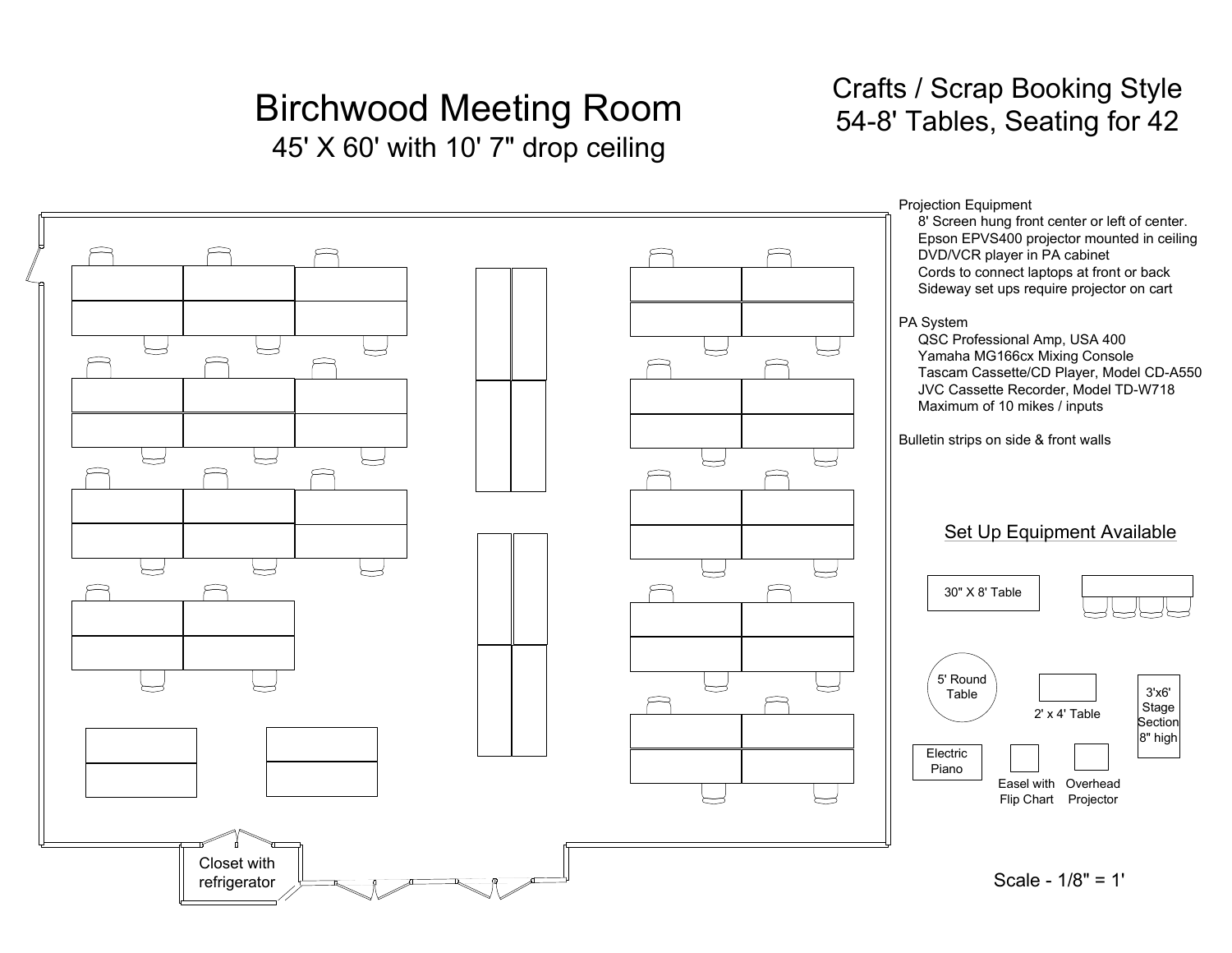# Birchwood Meeting Room

45' X 60' with 10' 7" drop ceiling

## Crafts / Scrap Booking Style

54-8' Tables, Seating for 42

Closet with refrigerator

Projection Equipment

- 8' Screen hung front center or left of center.
- Epson EPVS400 projector mounted in ceiling
- DVD/VCR player in PA cabinet
- Cords to connect laptops at front or back
- Sideway set ups require projector on cart

PA System

- QSC Professional Amp, USA 400
- Yamaha MG166cx Mixing Console
- Tascam Cassette/CD Player, Model CD-A550
- JVC Cassette Recorder, Model TD-W718
- Maximum of 10 mikes / inputs

Bulletin strips on side & front walls

### Set Up Equipment Available

30" X 8' Table

5' Round Table

2' x 4' Table

3'x6' Stage Section 8" high

Electric Piano

Easel with Flip Chart

Overhead Projector

Scale - 1/8" = 1'